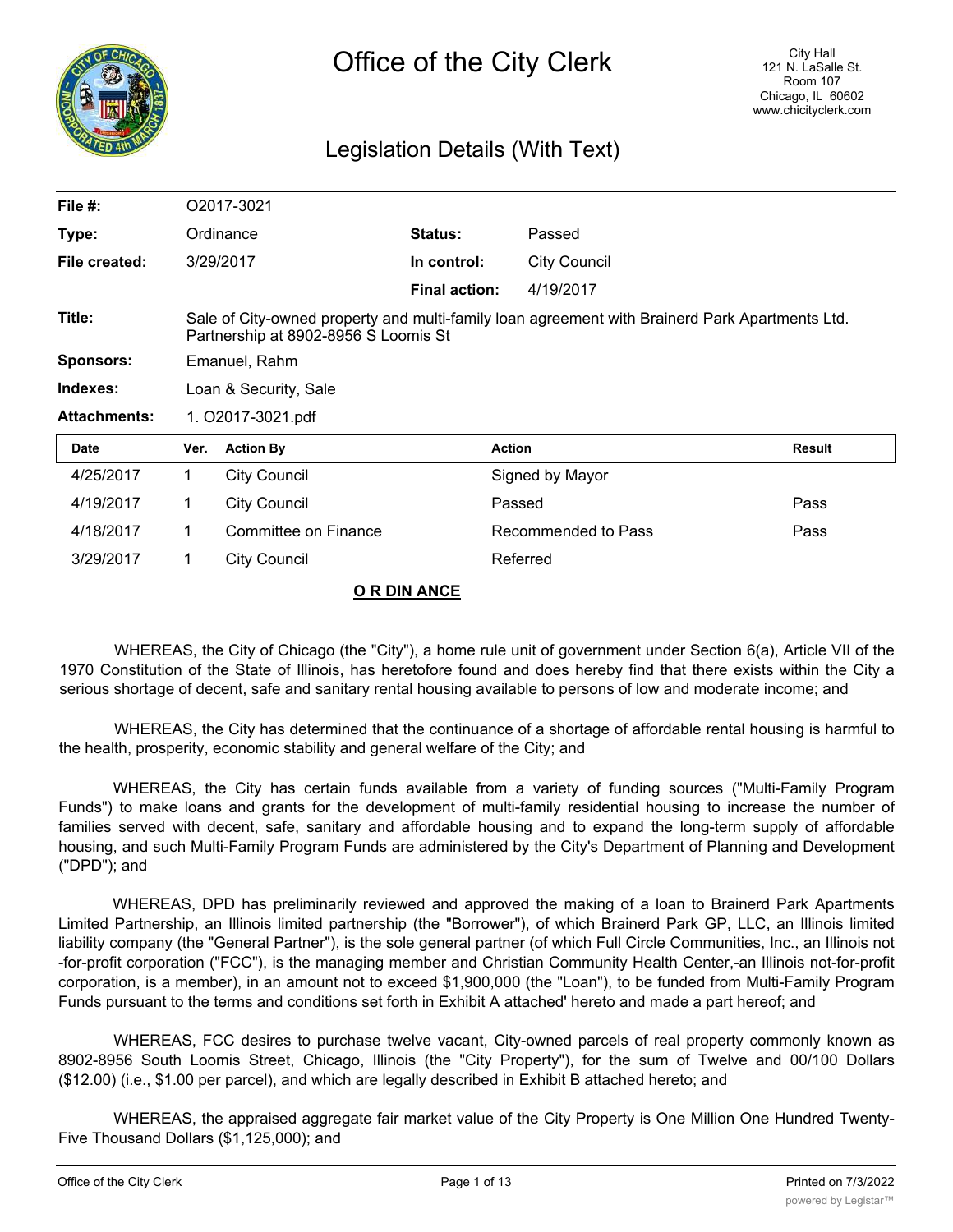# Office of the City Clerk

City Hall
121 N. LaSalle St.
Room 107
Chicago, IL 60602
www.chicityclerk.com

## Legislation Details (With Text)

| | | | |
|---|---|---|---|
| **File #:** | O2017-3021 | | |
| **Type:** | Ordinance | **Status:** | Passed |
| **File created:** | 3/29/2017 | **In control:** | City Council |
| | | **Final action:** | 4/19/2017 |

**Title:** Sale of City-owned property and multi-family loan agreement with Brainerd Park Apartments Ltd. Partnership at 8902-8956 S Loomis St

**Sponsors:** Emanuel, Rahm

**Indexes:** Loan & Security, Sale

**Attachments:** 1. O2017-3021.pdf

| Date | Ver. | Action By | Action | Result |
|---|---|---|---|---|
| 4/25/2017 | 1 | City Council | Signed by Mayor | |
| 4/19/2017 | 1 | City Council | Passed | Pass |
| 4/18/2017 | 1 | Committee on Finance | Recommended to Pass | Pass |
| 3/29/2017 | 1 | City Council | Referred | |

**O R DIN ANCE**

WHEREAS, the City of Chicago (the "City"), a home rule unit of government under Section 6(a), Article VII of the 1970 Constitution of the State of Illinois, has heretofore found and does hereby find that there exists within the City a serious shortage of decent, safe and sanitary rental housing available to persons of low and moderate income; and

WHEREAS, the City has determined that the continuance of a shortage of affordable rental housing is harmful to the health, prosperity, economic stability and general welfare of the City; and

WHEREAS, the City has certain funds available from a variety of funding sources ("Multi-Family Program Funds") to make loans and grants for the development of multi-family residential housing to increase the number of families served with decent, safe, sanitary and affordable housing and to expand the long-term supply of affordable housing, and such Multi-Family Program Funds are administered by the City's Department of Planning and Development ("DPD"); and

WHEREAS, DPD has preliminarily reviewed and approved the making of a loan to Brainerd Park Apartments Limited Partnership, an Illinois limited partnership (the "Borrower"), of which Brainerd Park GP, LLC, an Illinois limited liability company (the "General Partner"), is the sole general partner (of which Full Circle Communities, Inc., an Illinois not -for-profit corporation ("FCC"), is the managing member and Christian Community Health Center,-an Illinois not-for-profit corporation, is a member), in an amount not to exceed $1,900,000 (the "Loan"), to be funded from Multi-Family Program Funds pursuant to the terms and conditions set forth in Exhibit A attached' hereto and made a part hereof; and

WHEREAS, FCC desires to purchase twelve vacant, City-owned parcels of real property commonly known as 8902-8956 South Loomis Street, Chicago, Illinois (the "City Property"), for the sum of Twelve and 00/100 Dollars ($12.00) (i.e., $1.00 per parcel), and which are legally described in Exhibit B attached hereto; and

WHEREAS, the appraised aggregate fair market value of the City Property is One Million One Hundred Twenty-Five Thousand Dollars ($1,125,000); and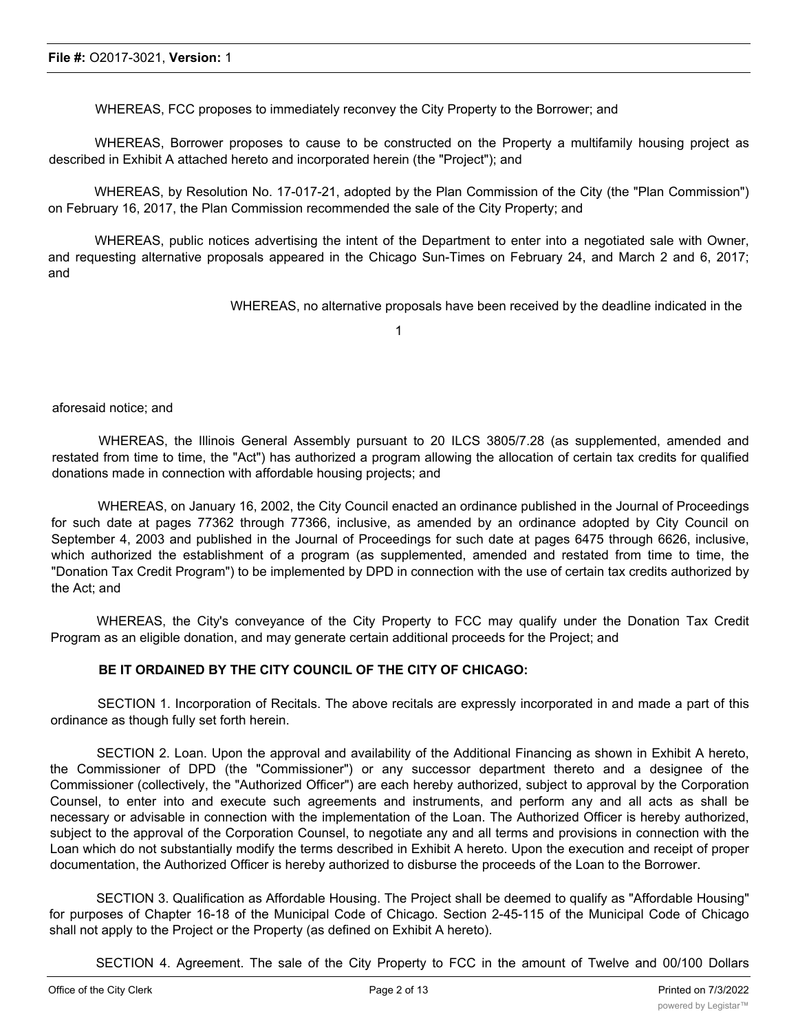WHEREAS, FCC proposes to immediately reconvey the City Property to the Borrower; and

WHEREAS, Borrower proposes to cause to be constructed on the Property a multifamily housing project as described in Exhibit A attached hereto and incorporated herein (the "Project"); and

WHEREAS, by Resolution No. 17-017-21, adopted by the Plan Commission of the City (the "Plan Commission") on February 16, 2017, the Plan Commission recommended the sale of the City Property; and

WHEREAS, public notices advertising the intent of the Department to enter into a negotiated sale with Owner, and requesting alternative proposals appeared in the Chicago Sun-Times on February 24, and March 2 and 6, 2017; and

WHEREAS, no alternative proposals have been received by the deadline indicated in the aforesaid notice; and

WHEREAS, the Illinois General Assembly pursuant to 20 ILCS 3805/7.28 (as supplemented, amended and restated from time to time, the "Act") has authorized a program allowing the allocation of certain tax credits for qualified donations made in connection with affordable housing projects; and

WHEREAS, on January 16, 2002, the City Council enacted an ordinance published in the Journal of Proceedings for such date at pages 77362 through 77366, inclusive, as amended by an ordinance adopted by City Council on September 4, 2003 and published in the Journal of Proceedings for such date at pages 6475 through 6626, inclusive, which authorized the establishment of a program (as supplemented, amended and restated from time to time, the "Donation Tax Credit Program") to be implemented by DPD in connection with the use of certain tax credits authorized by the Act; and

WHEREAS, the City's conveyance of the City Property to FCC may qualify under the Donation Tax Credit Program as an eligible donation, and may generate certain additional proceeds for the Project; and

**BE IT ORDAINED BY THE CITY COUNCIL OF THE CITY OF CHICAGO:**

SECTION 1. Incorporation of Recitals. The above recitals are expressly incorporated in and made a part of this ordinance as though fully set forth herein.

SECTION 2. Loan. Upon the approval and availability of the Additional Financing as shown in Exhibit A hereto, the Commissioner of DPD (the "Commissioner") or any successor department thereto and a designee of the Commissioner (collectively, the "Authorized Officer") are each hereby authorized, subject to approval by the Corporation Counsel, to enter into and execute such agreements and instruments, and perform any and all acts as shall be necessary or advisable in connection with the implementation of the Loan. The Authorized Officer is hereby authorized, subject to the approval of the Corporation Counsel, to negotiate any and all terms and provisions in connection with the Loan which do not substantially modify the terms described in Exhibit A hereto. Upon the execution and receipt of proper documentation, the Authorized Officer is hereby authorized to disburse the proceeds of the Loan to the Borrower.

SECTION 3. Qualification as Affordable Housing. The Project shall be deemed to qualify as "Affordable Housing" for purposes of Chapter 16-18 of the Municipal Code of Chicago. Section 2-45-115 of the Municipal Code of Chicago shall not apply to the Project or the Property (as defined on Exhibit A hereto).

SECTION 4. Agreement. The sale of the City Property to FCC in the amount of Twelve and 00/100 Dollars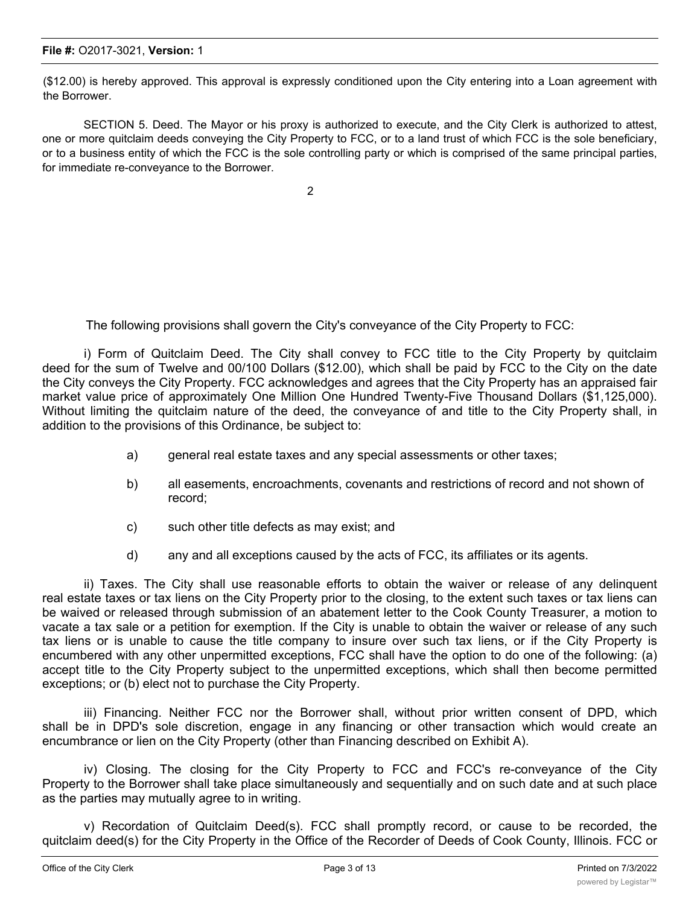($12.00) is hereby approved. This approval is expressly conditioned upon the City entering into a Loan agreement with the Borrower.

SECTION 5. Deed. The Mayor or his proxy is authorized to execute, and the City Clerk is authorized to attest, one or more quitclaim deeds conveying the City Property to FCC, or to a land trust of which FCC is the sole beneficiary, or to a business entity of which the FCC is the sole controlling party or which is comprised of the same principal parties, for immediate re-conveyance to the Borrower.

The following provisions shall govern the City's conveyance of the City Property to FCC:

i) Form of Quitclaim Deed. The City shall convey to FCC title to the City Property by quitclaim deed for the sum of Twelve and 00/100 Dollars ($12.00), which shall be paid by FCC to the City on the date the City conveys the City Property. FCC acknowledges and agrees that the City Property has an appraised fair market value price of approximately One Million One Hundred Twenty-Five Thousand Dollars ($1,125,000). Without limiting the quitclaim nature of the deed, the conveyance of and title to the City Property shall, in addition to the provisions of this Ordinance, be subject to:

a) general real estate taxes and any special assessments or other taxes;

b) all easements, encroachments, covenants and restrictions of record and not shown of record;

c) such other title defects as may exist; and

d) any and all exceptions caused by the acts of FCC, its affiliates or its agents.

ii) Taxes. The City shall use reasonable efforts to obtain the waiver or release of any delinquent real estate taxes or tax liens on the City Property prior to the closing, to the extent such taxes or tax liens can be waived or released through submission of an abatement letter to the Cook County Treasurer, a motion to vacate a tax sale or a petition for exemption. If the City is unable to obtain the waiver or release of any such tax liens or is unable to cause the title company to insure over such tax liens, or if the City Property is encumbered with any other unpermitted exceptions, FCC shall have the option to do one of the following: (a) accept title to the City Property subject to the unpermitted exceptions, which shall then become permitted exceptions; or (b) elect not to purchase the City Property.

iii) Financing. Neither FCC nor the Borrower shall, without prior written consent of DPD, which shall be in DPD's sole discretion, engage in any financing or other transaction which would create an encumbrance or lien on the City Property (other than Financing described on Exhibit A).

iv) Closing. The closing for the City Property to FCC and FCC's re-conveyance of the City Property to the Borrower shall take place simultaneously and sequentially and on such date and at such place as the parties may mutually agree to in writing.

v) Recordation of Quitclaim Deed(s). FCC shall promptly record, or cause to be recorded, the quitclaim deed(s) for the City Property in the Office of the Recorder of Deeds of Cook County, Illinois. FCC or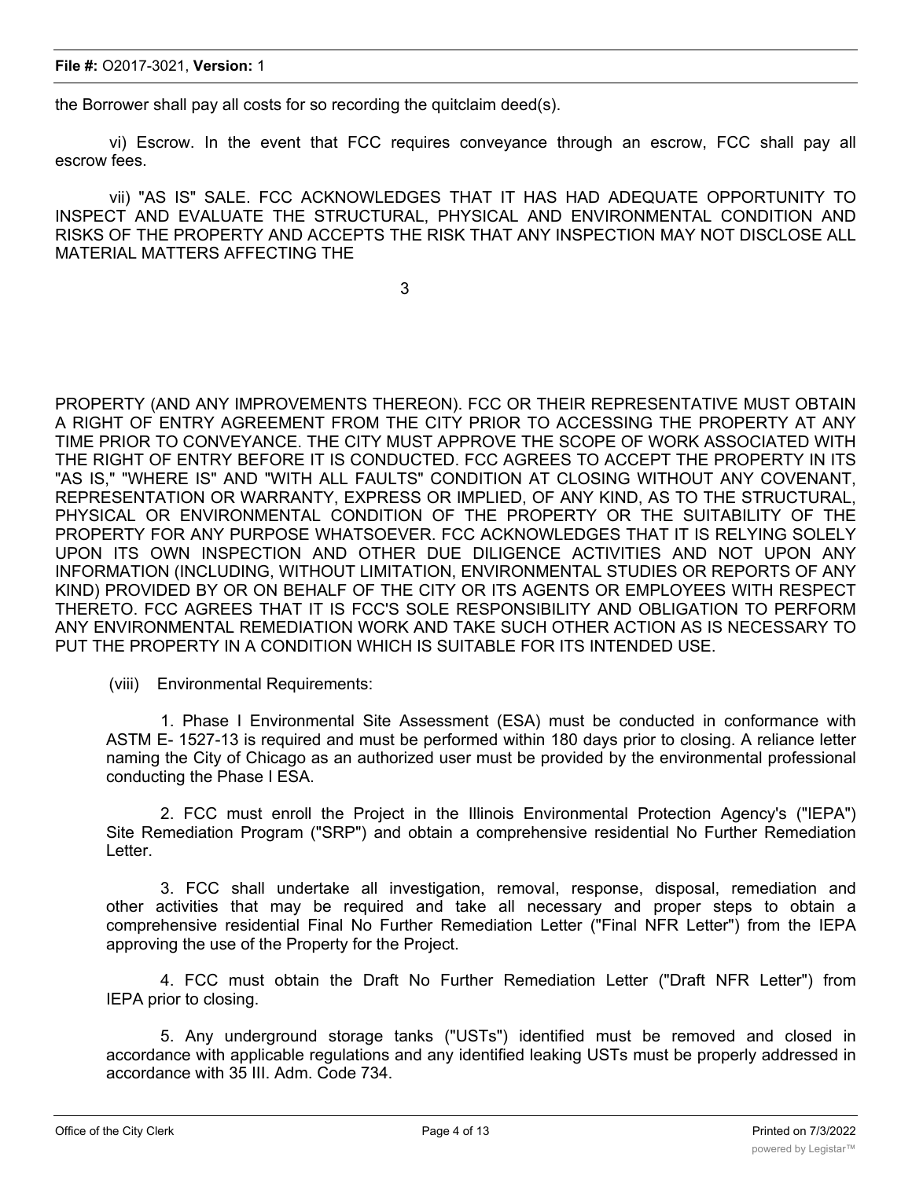the Borrower shall pay all costs for so recording the quitclaim deed(s).

vi) Escrow. In the event that FCC requires conveyance through an escrow, FCC shall pay all escrow fees.

vii) "AS IS" SALE. FCC ACKNOWLEDGES THAT IT HAS HAD ADEQUATE OPPORTUNITY TO INSPECT AND EVALUATE THE STRUCTURAL, PHYSICAL AND ENVIRONMENTAL CONDITION AND RISKS OF THE PROPERTY AND ACCEPTS THE RISK THAT ANY INSPECTION MAY NOT DISCLOSE ALL MATERIAL MATTERS AFFECTING THE PROPERTY (AND ANY IMPROVEMENTS THEREON). FCC OR THEIR REPRESENTATIVE MUST OBTAIN A RIGHT OF ENTRY AGREEMENT FROM THE CITY PRIOR TO ACCESSING THE PROPERTY AT ANY TIME PRIOR TO CONVEYANCE. THE CITY MUST APPROVE THE SCOPE OF WORK ASSOCIATED WITH THE RIGHT OF ENTRY BEFORE IT IS CONDUCTED. FCC AGREES TO ACCEPT THE PROPERTY IN ITS "AS IS," "WHERE IS" AND "WITH ALL FAULTS" CONDITION AT CLOSING WITHOUT ANY COVENANT, REPRESENTATION OR WARRANTY, EXPRESS OR IMPLIED, OF ANY KIND, AS TO THE STRUCTURAL, PHYSICAL OR ENVIRONMENTAL CONDITION OF THE PROPERTY OR THE SUITABILITY OF THE PROPERTY FOR ANY PURPOSE WHATSOEVER. FCC ACKNOWLEDGES THAT IT IS RELYING SOLELY UPON ITS OWN INSPECTION AND OTHER DUE DILIGENCE ACTIVITIES AND NOT UPON ANY INFORMATION (INCLUDING, WITHOUT LIMITATION, ENVIRONMENTAL STUDIES OR REPORTS OF ANY KIND) PROVIDED BY OR ON BEHALF OF THE CITY OR ITS AGENTS OR EMPLOYEES WITH RESPECT THERETO. FCC AGREES THAT IT IS FCC'S SOLE RESPONSIBILITY AND OBLIGATION TO PERFORM ANY ENVIRONMENTAL REMEDIATION WORK AND TAKE SUCH OTHER ACTION AS IS NECESSARY TO PUT THE PROPERTY IN A CONDITION WHICH IS SUITABLE FOR ITS INTENDED USE.

(viii) Environmental Requirements:

1. Phase I Environmental Site Assessment (ESA) must be conducted in conformance with ASTM E- 1527-13 is required and must be performed within 180 days prior to closing. A reliance letter naming the City of Chicago as an authorized user must be provided by the environmental professional conducting the Phase I ESA.

2. FCC must enroll the Project in the Illinois Environmental Protection Agency's ("IEPA") Site Remediation Program ("SRP") and obtain a comprehensive residential No Further Remediation Letter.

3. FCC shall undertake all investigation, removal, response, disposal, remediation and other activities that may be required and take all necessary and proper steps to obtain a comprehensive residential Final No Further Remediation Letter ("Final NFR Letter") from the IEPA approving the use of the Property for the Project.

4. FCC must obtain the Draft No Further Remediation Letter ("Draft NFR Letter") from IEPA prior to closing.

5. Any underground storage tanks ("USTs") identified must be removed and closed in accordance with applicable regulations and any identified leaking USTs must be properly addressed in accordance with 35 Ill. Adm. Code 734.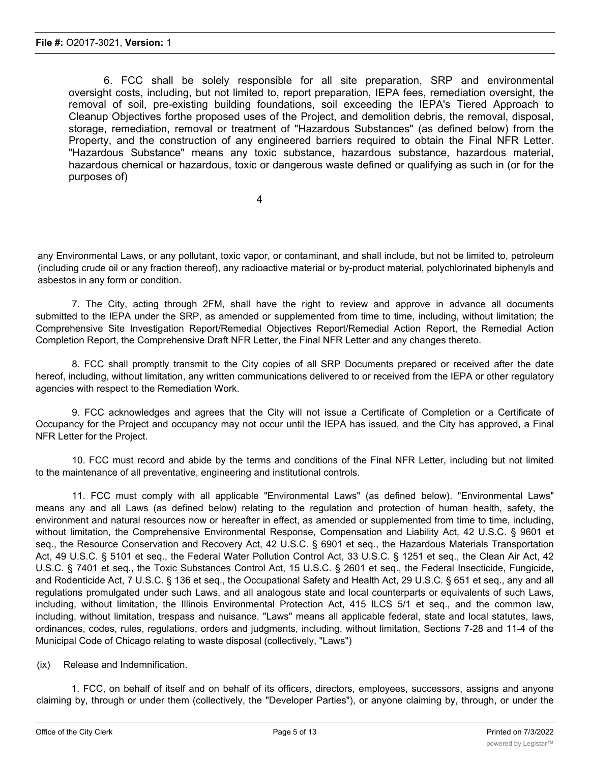6. FCC shall be solely responsible for all site preparation, SRP and environmental oversight costs, including, but not limited to, report preparation, IEPA fees, remediation oversight, the removal of soil, pre-existing building foundations, soil exceeding the IEPA's Tiered Approach to Cleanup Objectives forthe proposed uses of the Project, and demolition debris, the removal, disposal, storage, remediation, removal or treatment of "Hazardous Substances" (as defined below) from the Property, and the construction of any engineered barriers required to obtain the Final NFR Letter. "Hazardous Substance" means any toxic substance, hazardous substance, hazardous material, hazardous chemical or hazardous, toxic or dangerous waste defined or qualifying as such in (or for the purposes of) any Environmental Laws, or any pollutant, toxic vapor, or contaminant, and shall include, but not be limited to, petroleum (including crude oil or any fraction thereof), any radioactive material or by-product material, polychlorinated biphenyls and asbestos in any form or condition.

7. The City, acting through 2FM, shall have the right to review and approve in advance all documents submitted to the IEPA under the SRP, as amended or supplemented from time to time, including, without limitation; the Comprehensive Site Investigation Report/Remedial Objectives Report/Remedial Action Report, the Remedial Action Completion Report, the Comprehensive Draft NFR Letter, the Final NFR Letter and any changes thereto.

8. FCC shall promptly transmit to the City copies of all SRP Documents prepared or received after the date hereof, including, without limitation, any written communications delivered to or received from the IEPA or other regulatory agencies with respect to the Remediation Work.

9. FCC acknowledges and agrees that the City will not issue a Certificate of Completion or a Certificate of Occupancy for the Project and occupancy may not occur until the IEPA has issued, and the City has approved, a Final NFR Letter for the Project.

10. FCC must record and abide by the terms and conditions of the Final NFR Letter, including but not limited to the maintenance of all preventative, engineering and institutional controls.

11. FCC must comply with all applicable "Environmental Laws" (as defined below). "Environmental Laws" means any and all Laws (as defined below) relating to the regulation and protection of human health, safety, the environment and natural resources now or hereafter in effect, as amended or supplemented from time to time, including, without limitation, the Comprehensive Environmental Response, Compensation and Liability Act, 42 U.S.C. § 9601 et seq., the Resource Conservation and Recovery Act, 42 U.S.C. § 6901 et seq., the Hazardous Materials Transportation Act, 49 U.S.C. § 5101 et seq., the Federal Water Pollution Control Act, 33 U.S.C. § 1251 et seq., the Clean Air Act, 42 U.S.C. § 7401 et seq., the Toxic Substances Control Act, 15 U.S.C. § 2601 et seq., the Federal Insecticide, Fungicide, and Rodenticide Act, 7 U.S.C. § 136 et seq., the Occupational Safety and Health Act, 29 U.S.C. § 651 et seq., any and all regulations promulgated under such Laws, and all analogous state and local counterparts or equivalents of such Laws, including, without limitation, the Illinois Environmental Protection Act, 415 ILCS 5/1 et seq., and the common law, including, without limitation, trespass and nuisance. "Laws" means all applicable federal, state and local statutes, laws, ordinances, codes, rules, regulations, orders and judgments, including, without limitation, Sections 7-28 and 11-4 of the Municipal Code of Chicago relating to waste disposal (collectively, "Laws")

(ix) Release and Indemnification.

1. FCC, on behalf of itself and on behalf of its officers, directors, employees, successors, assigns and anyone claiming by, through or under them (collectively, the "Developer Parties"), or anyone claiming by, through, or under the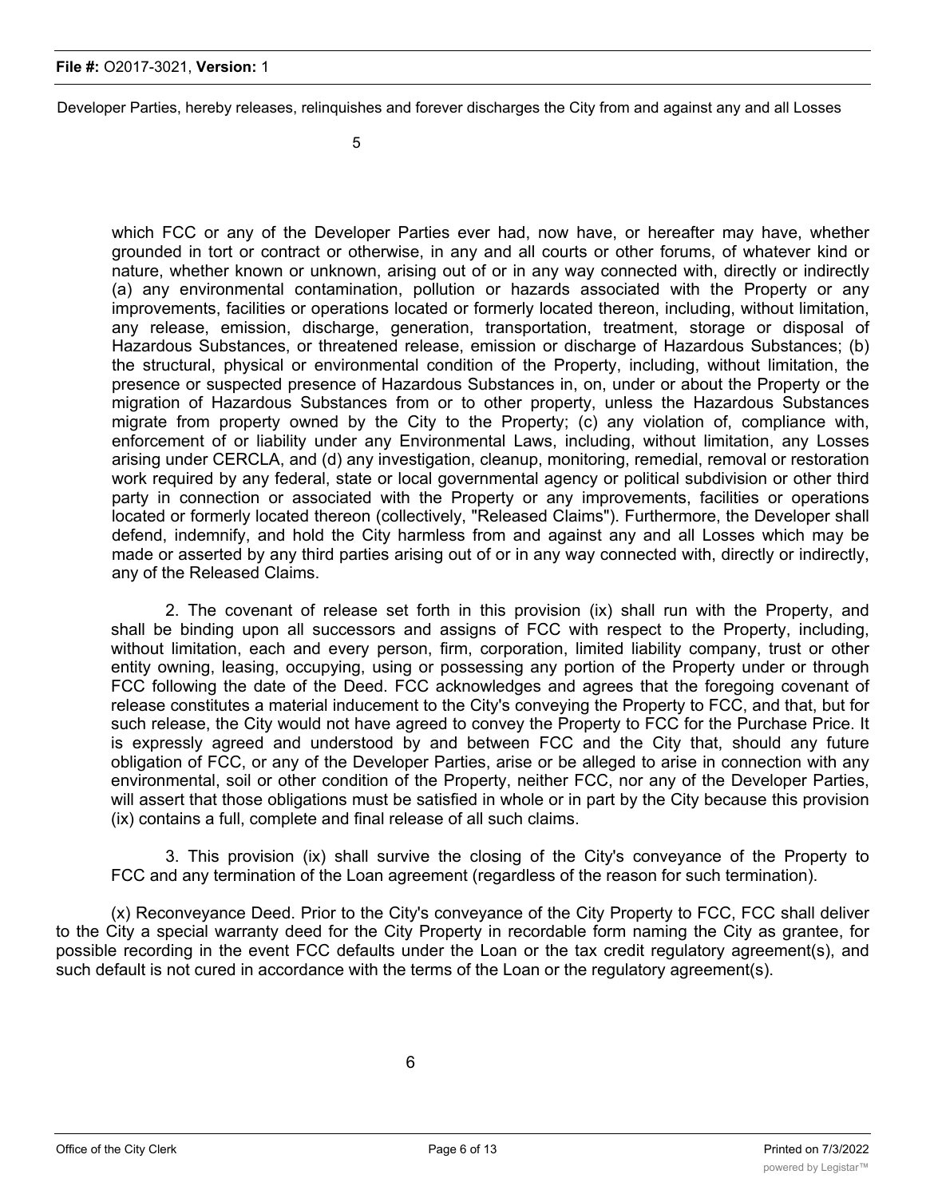Developer Parties, hereby releases, relinquishes and forever discharges the City from and against any and all Losses

which FCC or any of the Developer Parties ever had, now have, or hereafter may have, whether grounded in tort or contract or otherwise, in any and all courts or other forums, of whatever kind or nature, whether known or unknown, arising out of or in any way connected with, directly or indirectly (a) any environmental contamination, pollution or hazards associated with the Property or any improvements, facilities or operations located or formerly located thereon, including, without limitation, any release, emission, discharge, generation, transportation, treatment, storage or disposal of Hazardous Substances, or threatened release, emission or discharge of Hazardous Substances; (b) the structural, physical or environmental condition of the Property, including, without limitation, the presence or suspected presence of Hazardous Substances in, on, under or about the Property or the migration of Hazardous Substances from or to other property, unless the Hazardous Substances migrate from property owned by the City to the Property; (c) any violation of, compliance with, enforcement of or liability under any Environmental Laws, including, without limitation, any Losses arising under CERCLA, and (d) any investigation, cleanup, monitoring, remedial, removal or restoration work required by any federal, state or local governmental agency or political subdivision or other third party in connection or associated with the Property or any improvements, facilities or operations located or formerly located thereon (collectively, "Released Claims"). Furthermore, the Developer shall defend, indemnify, and hold the City harmless from and against any and all Losses which may be made or asserted by any third parties arising out of or in any way connected with, directly or indirectly, any of the Released Claims.

2. The covenant of release set forth in this provision (ix) shall run with the Property, and shall be binding upon all successors and assigns of FCC with respect to the Property, including, without limitation, each and every person, firm, corporation, limited liability company, trust or other entity owning, leasing, occupying, using or possessing any portion of the Property under or through FCC following the date of the Deed. FCC acknowledges and agrees that the foregoing covenant of release constitutes a material inducement to the City's conveying the Property to FCC, and that, but for such release, the City would not have agreed to convey the Property to FCC for the Purchase Price. It is expressly agreed and understood by and between FCC and the City that, should any future obligation of FCC, or any of the Developer Parties, arise or be alleged to arise in connection with any environmental, soil or other condition of the Property, neither FCC, nor any of the Developer Parties, will assert that those obligations must be satisfied in whole or in part by the City because this provision (ix) contains a full, complete and final release of all such claims.

3. This provision (ix) shall survive the closing of the City's conveyance of the Property to FCC and any termination of the Loan agreement (regardless of the reason for such termination).

(x) Reconveyance Deed. Prior to the City's conveyance of the City Property to FCC, FCC shall deliver to the City a special warranty deed for the City Property in recordable form naming the City as grantee, for possible recording in the event FCC defaults under the Loan or the tax credit regulatory agreement(s), and such default is not cured in accordance with the terms of the Loan or the regulatory agreement(s).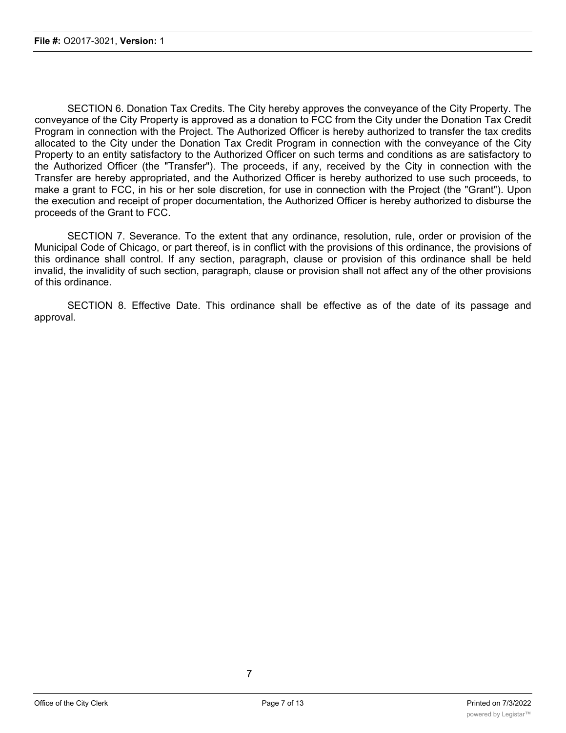SECTION 6. Donation Tax Credits. The City hereby approves the conveyance of the City Property. The conveyance of the City Property is approved as a donation to FCC from the City under the Donation Tax Credit Program in connection with the Project. The Authorized Officer is hereby authorized to transfer the tax credits allocated to the City under the Donation Tax Credit Program in connection with the conveyance of the City Property to an entity satisfactory to the Authorized Officer on such terms and conditions as are satisfactory to the Authorized Officer (the "Transfer"). The proceeds, if any, received by the City in connection with the Transfer are hereby appropriated, and the Authorized Officer is hereby authorized to use such proceeds, to make a grant to FCC, in his or her sole discretion, for use in connection with the Project (the "Grant"). Upon the execution and receipt of proper documentation, the Authorized Officer is hereby authorized to disburse the proceeds of the Grant to FCC.

SECTION 7. Severance. To the extent that any ordinance, resolution, rule, order or provision of the Municipal Code of Chicago, or part thereof, is in conflict with the provisions of this ordinance, the provisions of this ordinance shall control. If any section, paragraph, clause or provision of this ordinance shall be held invalid, the invalidity of such section, paragraph, clause or provision shall not affect any of the other provisions of this ordinance.

SECTION 8. Effective Date. This ordinance shall be effective as of the date of its passage and approval.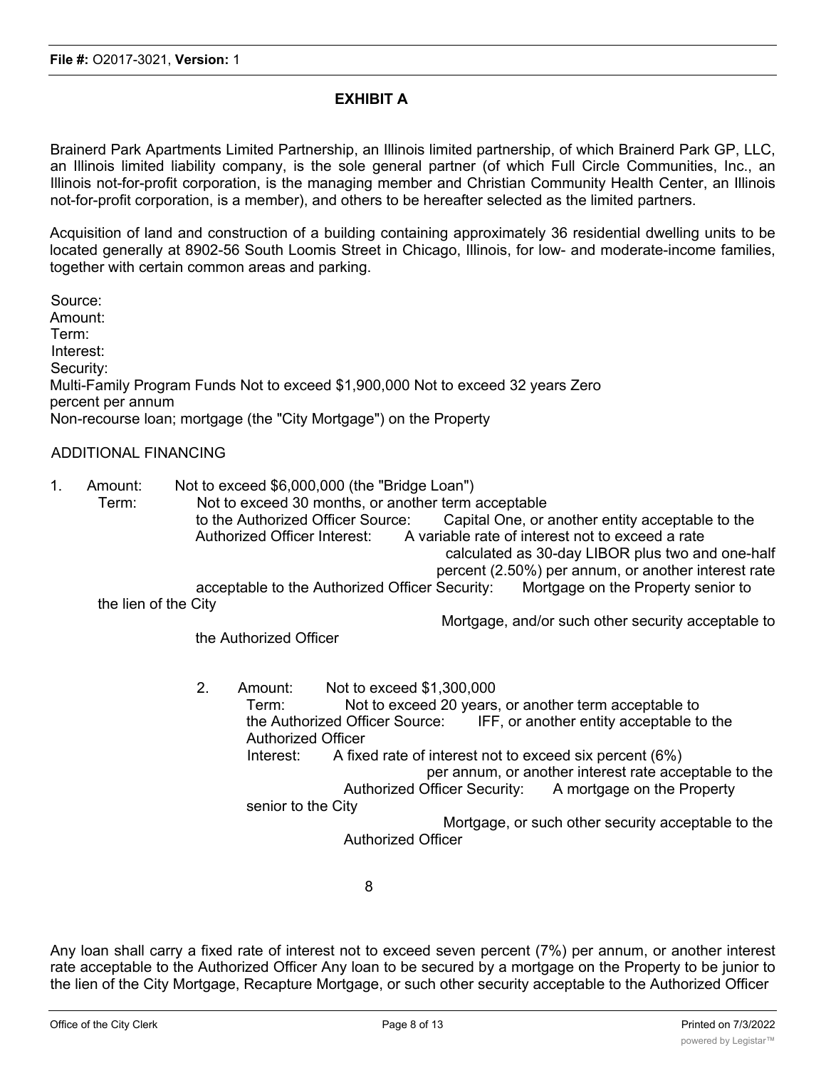# EXHIBIT A

Brainerd Park Apartments Limited Partnership, an Illinois limited partnership, of which Brainerd Park GP, LLC, an Illinois limited liability company, is the sole general partner (of which Full Circle Communities, Inc., an Illinois not-for-profit corporation, is the managing member and Christian Community Health Center, an Illinois not-for-profit corporation, is a member), and others to be hereafter selected as the limited partners.

Acquisition of land and construction of a building containing approximately 36 residential dwelling units to be located generally at 8902-56 South Loomis Street in Chicago, Illinois, for low- and moderate-income families, together with certain common areas and parking.

Source: Multi-Family Program Funds
Amount: Not to exceed $1,900,000
Term: Not to exceed 32 years
Interest: Zero percent per annum
Security: Non-recourse loan; mortgage (the "City Mortgage") on the Property

ADDITIONAL FINANCING

1. Amount: Not to exceed $6,000,000 (the "Bridge Loan")
   Term: Not to exceed 30 months, or another term acceptable to the Authorized Officer
   Source: Capital One, or another entity acceptable to the Authorized Officer
   Interest: A variable rate of interest not to exceed a rate calculated as 30-day LIBOR plus two and one-half percent (2.50%) per annum, or another interest rate acceptable to the Authorized Officer
   Security: Mortgage on the Property senior to the lien of the City Mortgage, and/or such other security acceptable to the Authorized Officer

2. Amount: Not to exceed $1,300,000
   Term: Not to exceed 20 years, or another term acceptable to the Authorized Officer
   Source: IFF, or another entity acceptable to the Authorized Officer
   Interest: A fixed rate of interest not to exceed six percent (6%) per annum, or another interest rate acceptable to the Authorized Officer
   Security: A mortgage on the Property senior to the City Mortgage, or such other security acceptable to the Authorized Officer

Any loan shall carry a fixed rate of interest not to exceed seven percent (7%) per annum, or another interest rate acceptable to the Authorized Officer Any loan to be secured by a mortgage on the Property to be junior to the lien of the City Mortgage, Recapture Mortgage, or such other security acceptable to the Authorized Officer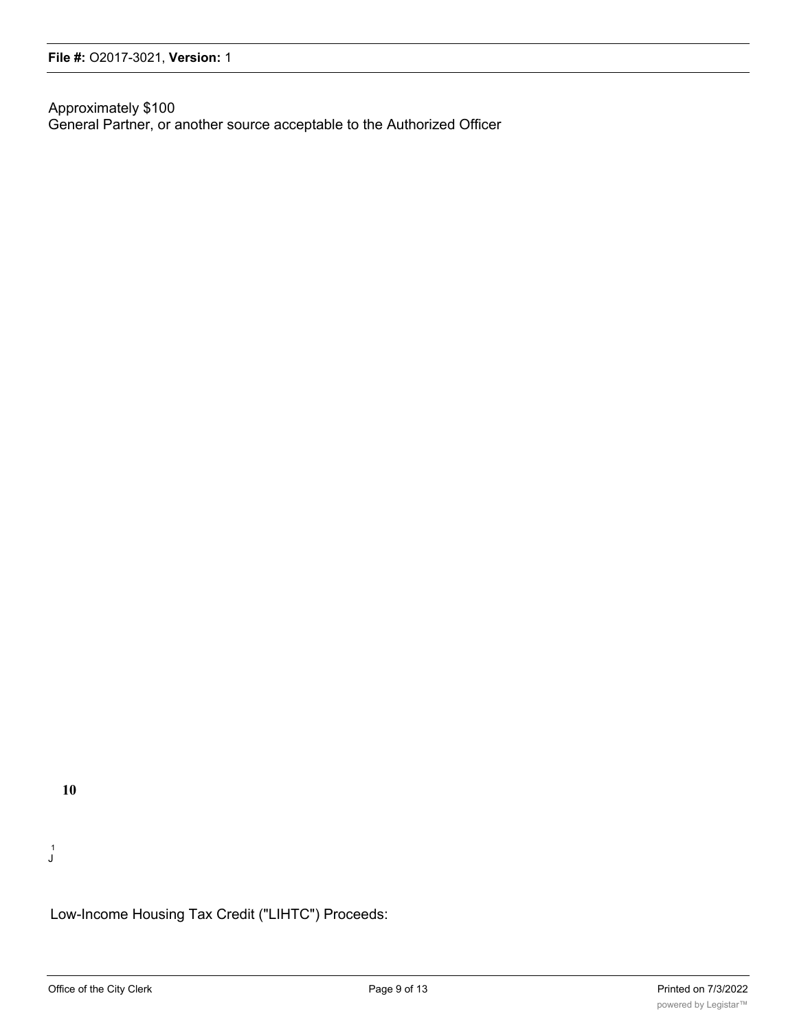Approximately $100
General Partner, or another source acceptable to the Authorized Officer

**10**

1
J

Low-Income Housing Tax Credit ("LIHTC") Proceeds: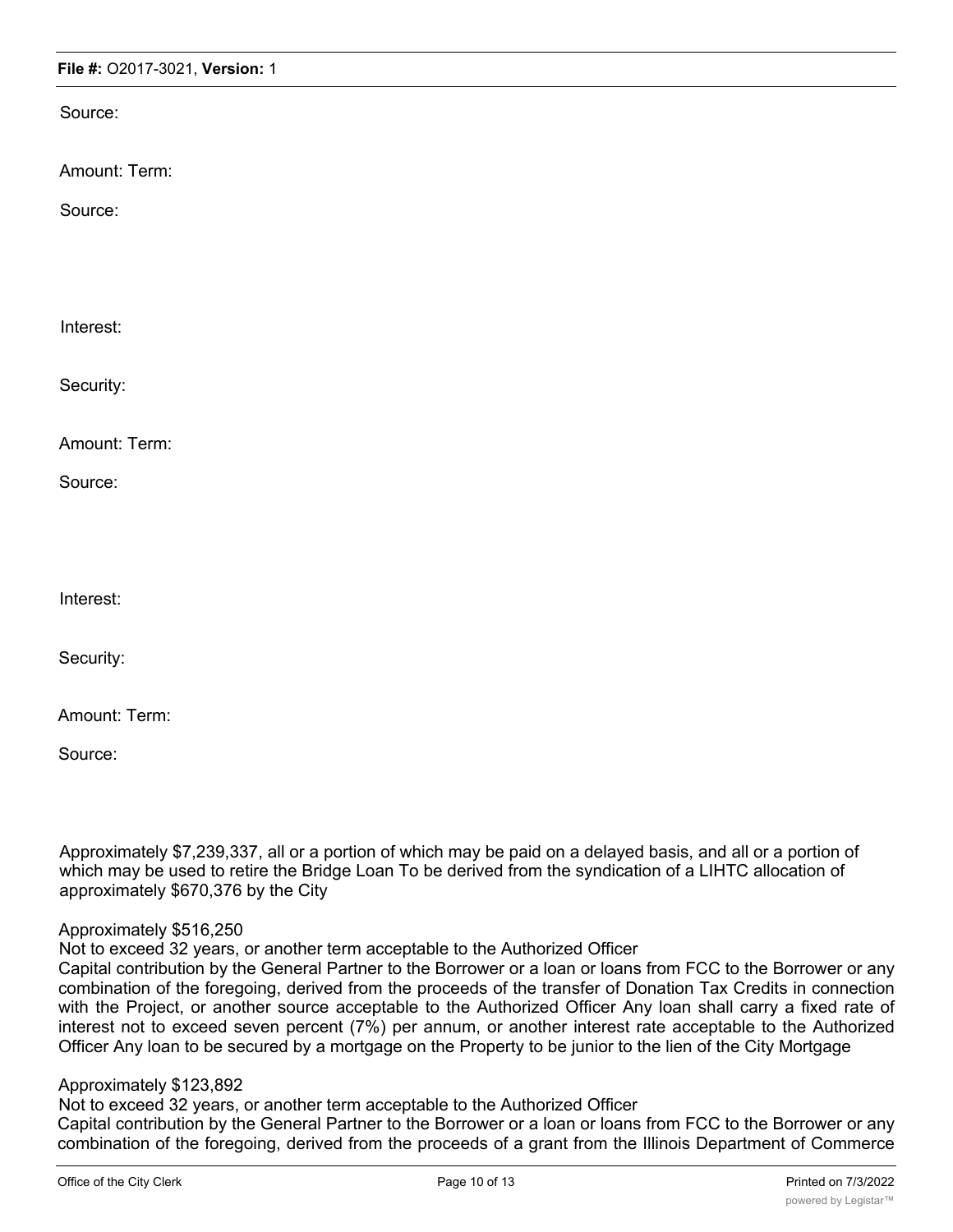Source:

Amount: Term:

Source:

Interest:

Security:

Amount: Term:

Source:

Interest:

Security:

Amount: Term:

Source:

Approximately $7,239,337, all or a portion of which may be paid on a delayed basis, and all or a portion of which may be used to retire the Bridge Loan To be derived from the syndication of a LIHTC allocation of approximately $670,376 by the City

Approximately $516,250

Not to exceed 32 years, or another term acceptable to the Authorized Officer

Capital contribution by the General Partner to the Borrower or a loan or loans from FCC to the Borrower or any combination of the foregoing, derived from the proceeds of the transfer of Donation Tax Credits in connection with the Project, or another source acceptable to the Authorized Officer Any loan shall carry a fixed rate of interest not to exceed seven percent (7%) per annum, or another interest rate acceptable to the Authorized Officer Any loan to be secured by a mortgage on the Property to be junior to the lien of the City Mortgage

Approximately $123,892

Not to exceed 32 years, or another term acceptable to the Authorized Officer

Capital contribution by the General Partner to the Borrower or a loan or loans from FCC to the Borrower or any combination of the foregoing, derived from the proceeds of a grant from the Illinois Department of Commerce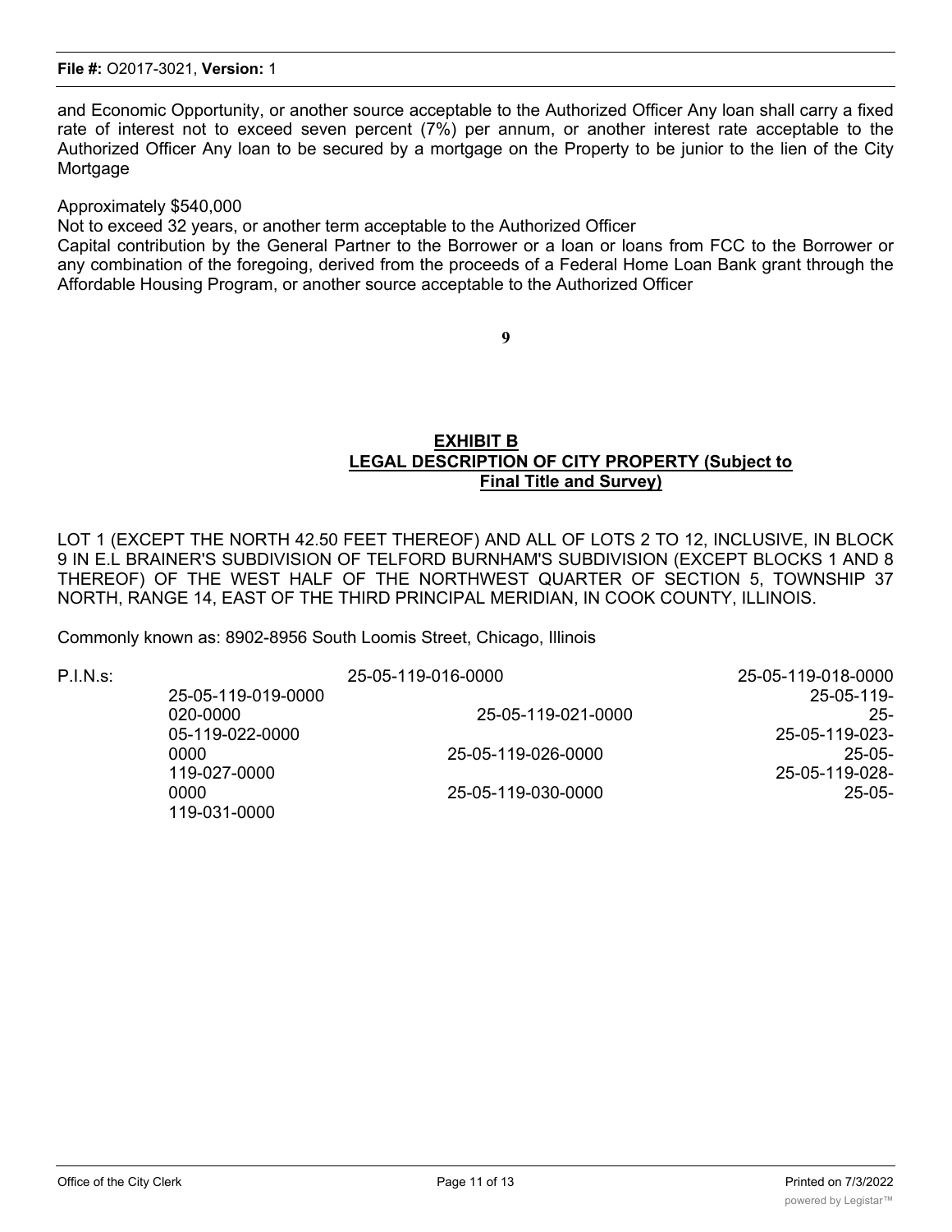and Economic Opportunity, or another source acceptable to the Authorized Officer Any loan shall carry a fixed rate of interest not to exceed seven percent (7%) per annum, or another interest rate acceptable to the Authorized Officer Any loan to be secured by a mortgage on the Property to be junior to the lien of the City Mortgage

Approximately $540,000

Not to exceed 32 years, or another term acceptable to the Authorized Officer

Capital contribution by the General Partner to the Borrower or a loan or loans from FCC to the Borrower or any combination of the foregoing, derived from the proceeds of a Federal Home Loan Bank grant through the Affordable Housing Program, or another source acceptable to the Authorized Officer

9

## EXHIBIT B
## LEGAL DESCRIPTION OF CITY PROPERTY (Subject to Final Title and Survey)

LOT 1 (EXCEPT THE NORTH 42.50 FEET THEREOF) AND ALL OF LOTS 2 TO 12, INCLUSIVE, IN BLOCK 9 IN E.L BRAINER'S SUBDIVISION OF TELFORD BURNHAM'S SUBDIVISION (EXCEPT BLOCKS 1 AND 8 THEREOF) OF THE WEST HALF OF THE NORTHWEST QUARTER OF SECTION 5, TOWNSHIP 37 NORTH, RANGE 14, EAST OF THE THIRD PRINCIPAL MERIDIAN, IN COOK COUNTY, ILLINOIS.

Commonly known as: 8902-8956 South Loomis Street, Chicago, Illinois

P.I.N.s: 25-05-119-016-0000 25-05-119-018-0000 25-05-119-019-0000 25-05-119-020-0000 25-05-119-021-0000 25-05-119-022-0000 25-05-119-023-0000 25-05-119-026-0000 25-05-119-027-0000 25-05-119-028-0000 25-05-119-030-0000 25-05-119-031-0000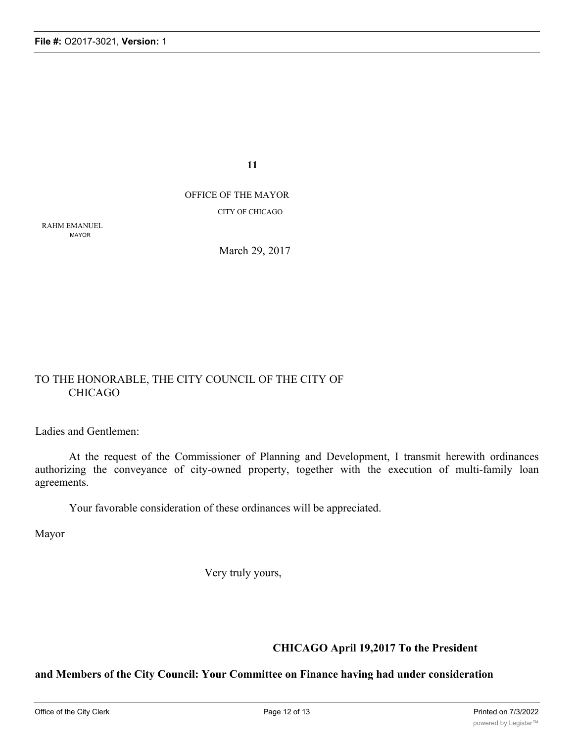11

OFFICE OF THE MAYOR

CITY OF CHICAGO

RAHM EMANUEL
MAYOR

March 29, 2017

TO THE HONORABLE, THE CITY COUNCIL OF THE CITY OF CHICAGO

Ladies and Gentlemen:

At the request of the Commissioner of Planning and Development, I transmit herewith ordinances authorizing the conveyance of city-owned property, together with the execution of multi-family loan agreements.

Your favorable consideration of these ordinances will be appreciated.

Mayor

Very truly yours,

**CHICAGO April 19,2017 To the President**

**and Members of the City Council: Your Committee on Finance having had under consideration**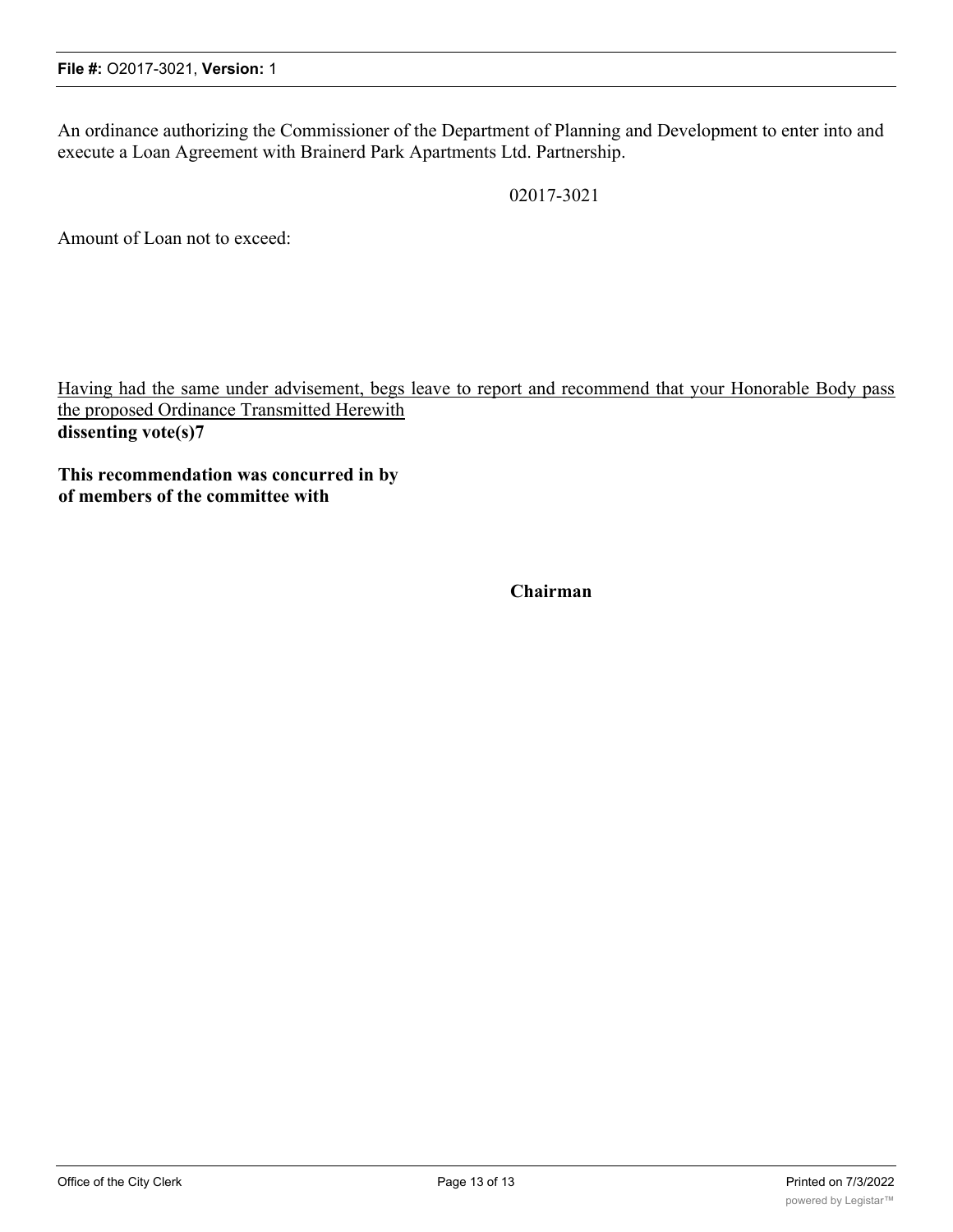An ordinance authorizing the Commissioner of the Department of Planning and Development to enter into and execute a Loan Agreement with Brainerd Park Apartments Ltd. Partnership.

02017-3021

Amount of Loan not to exceed:

Having had the same under advisement, begs leave to report and recommend that your Honorable Body pass the proposed Ordinance Transmitted Herewith

**dissenting vote(s)7**

**This recommendation was concurred in by of members of the committee with**

**Chairman**